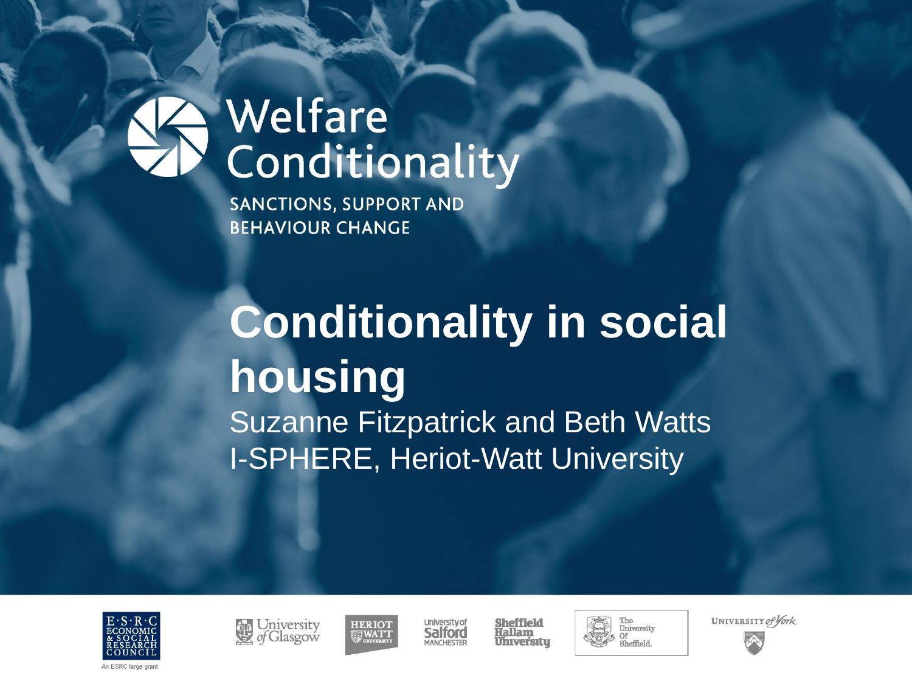Welfare Conditionality

SANCTIONS, SUPPORT AND BEHAVIOUR CHANGE

# Conditionality in social housing

Suzanne Fitzpatrick and Beth Watts
I-SPHERE, Heriot-Watt University

An ESRC large grant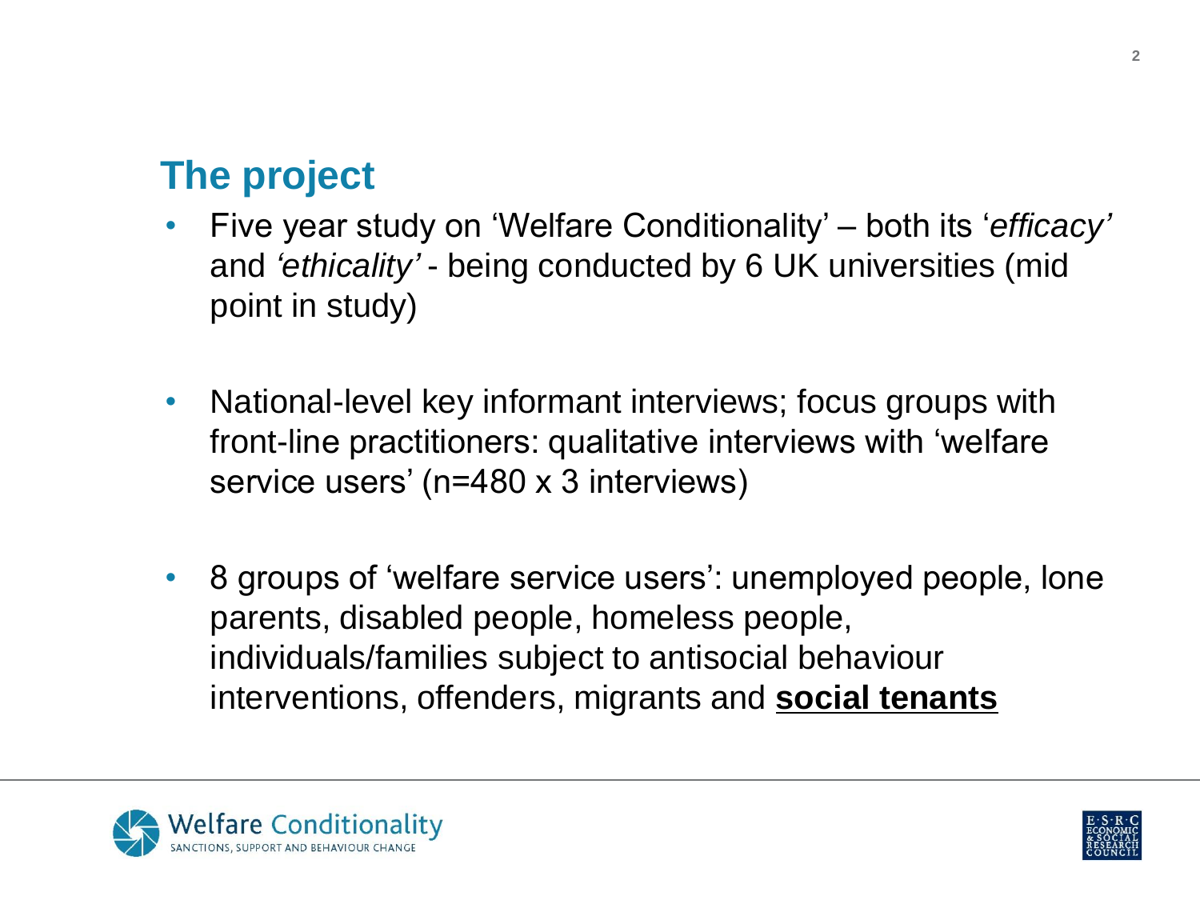## The project

- Five year study on 'Welfare Conditionality' – both its '*efficacy'* and *'ethicality'* - being conducted by 6 UK universities (mid point in study)

- National-level key informant interviews; focus groups with front-line practitioners: qualitative interviews with 'welfare service users' (n=480 x 3 interviews)

- 8 groups of 'welfare service users': unemployed people, lone parents, disabled people, homeless people, individuals/families subject to antisocial behaviour interventions, offenders, migrants and <u>**social tenants**</u>

Welfare Conditionality
SANCTIONS, SUPPORT AND BEHAVIOUR CHANGE

E·S·R·C
ECONOMIC & SOCIAL RESEARCH COUNCIL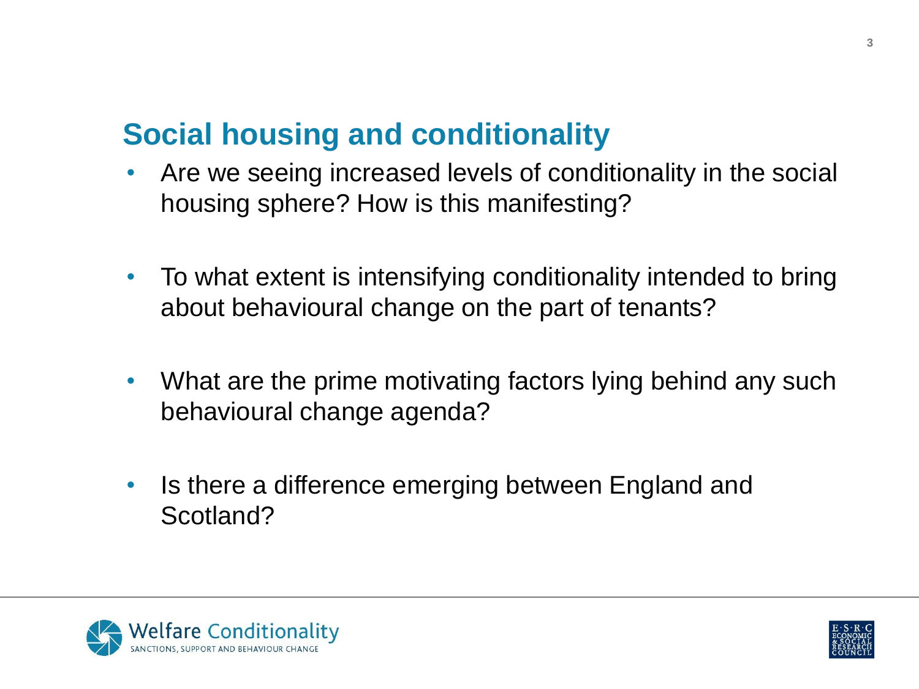## Social housing and conditionality

- Are we seeing increased levels of conditionality in the social housing sphere? How is this manifesting?
- To what extent is intensifying conditionality intended to bring about behavioural change on the part of tenants?
- What are the prime motivating factors lying behind any such behavioural change agenda?
- Is there a difference emerging between England and Scotland?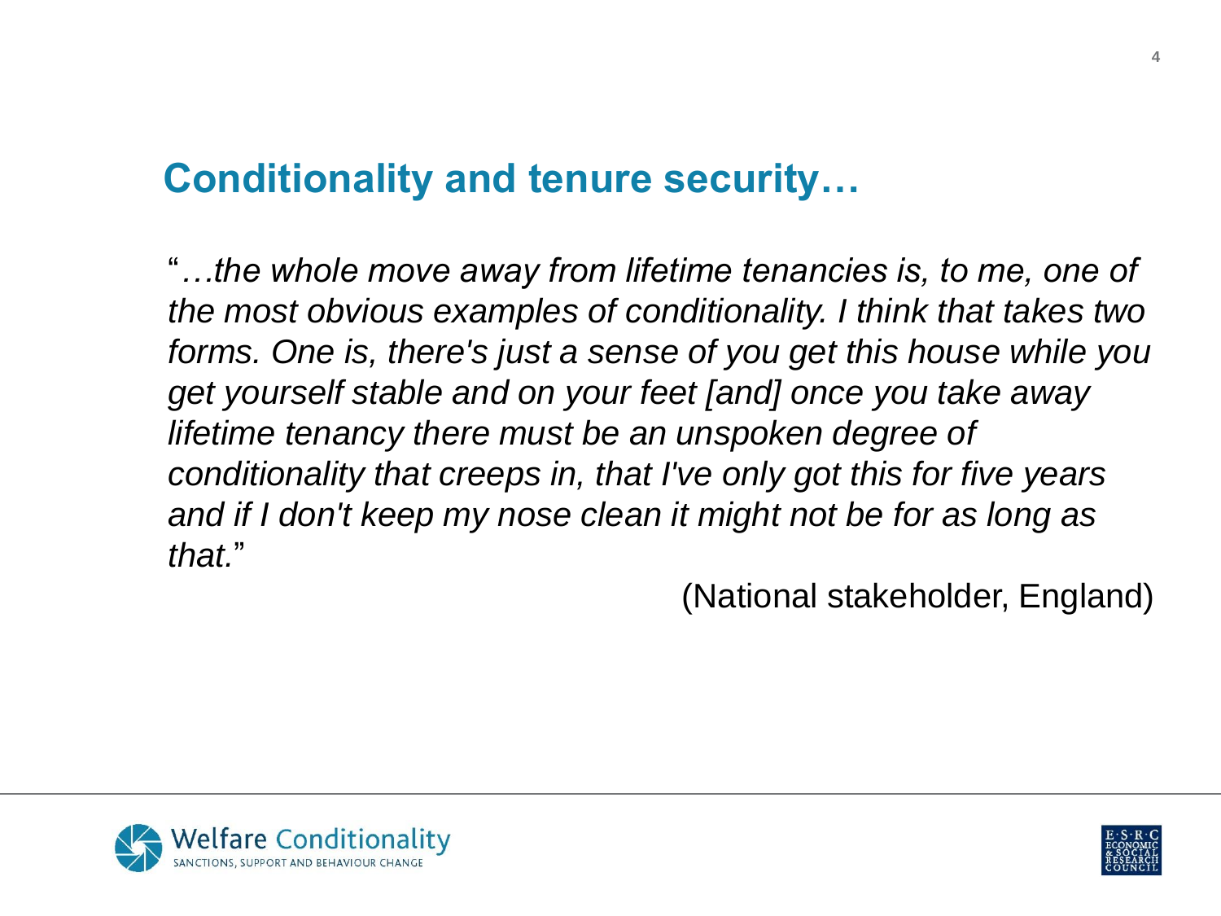## Conditionality and tenure security…

"*…the whole move away from lifetime tenancies is, to me, one of the most obvious examples of conditionality. I think that takes two forms. One is, there's just a sense of you get this house while you get yourself stable and on your feet [and] once you take away lifetime tenancy there must be an unspoken degree of conditionality that creeps in, that I've only got this for five years and if I don't keep my nose clean it might not be for as long as that.*"

(National stakeholder, England)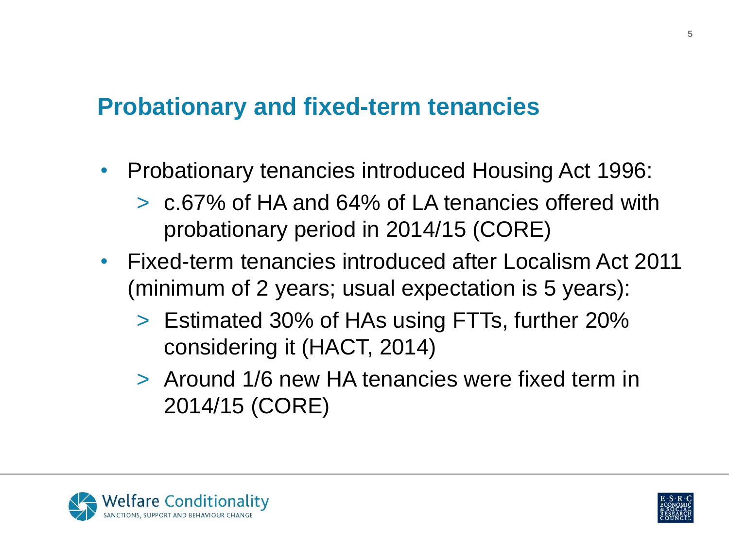## Probationary and fixed-term tenancies

- Probationary tenancies introduced Housing Act 1996:
  - c.67% of HA and 64% of LA tenancies offered with probationary period in 2014/15 (CORE)
- Fixed-term tenancies introduced after Localism Act 2011 (minimum of 2 years; usual expectation is 5 years):
  - Estimated 30% of HAs using FTTs, further 20% considering it (HACT, 2014)
  - Around 1/6 new HA tenancies were fixed term in 2014/15 (CORE)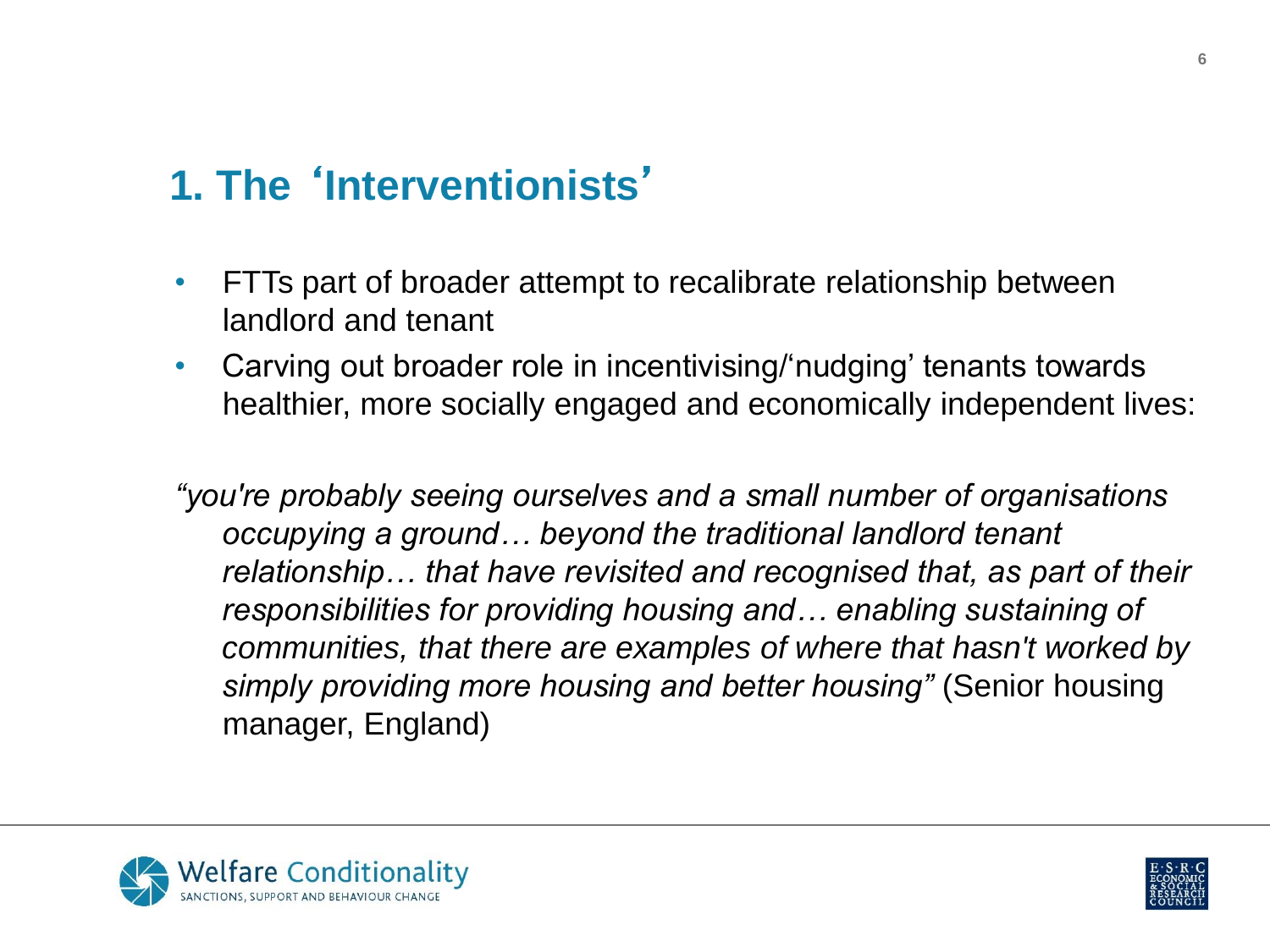## 1. The 'Interventionists'

- FTTs part of broader attempt to recalibrate relationship between landlord and tenant
- Carving out broader role in incentivising/'nudging' tenants towards healthier, more socially engaged and economically independent lives:

*"you're probably seeing ourselves and a small number of organisations occupying a ground… beyond the traditional landlord tenant relationship… that have revisited and recognised that, as part of their responsibilities for providing housing and… enabling sustaining of communities, that there are examples of where that hasn't worked by simply providing more housing and better housing"* (Senior housing manager, England)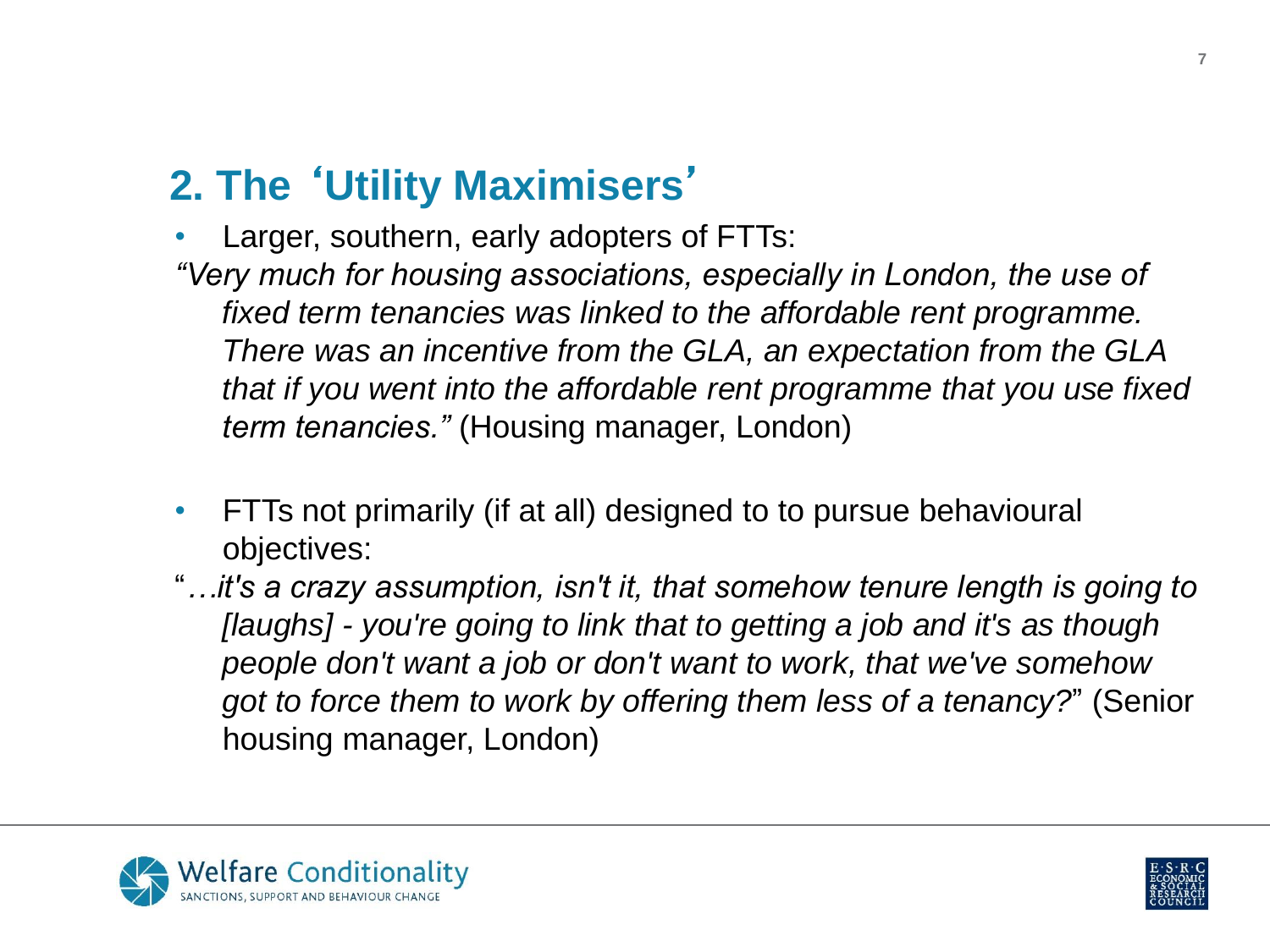## 2. The 'Utility Maximisers'

- Larger, southern, early adopters of FTTs:

*"Very much for housing associations, especially in London, the use of fixed term tenancies was linked to the affordable rent programme. There was an incentive from the GLA, an expectation from the GLA that if you went into the affordable rent programme that you use fixed term tenancies."* (Housing manager, London)

- FTTs not primarily (if at all) designed to to pursue behavioural objectives:

"*…it's a crazy assumption, isn't it, that somehow tenure length is going to [laughs] - you're going to link that to getting a job and it's as though people don't want a job or don't want to work, that we've somehow got to force them to work by offering them less of a tenancy?*" (Senior housing manager, London)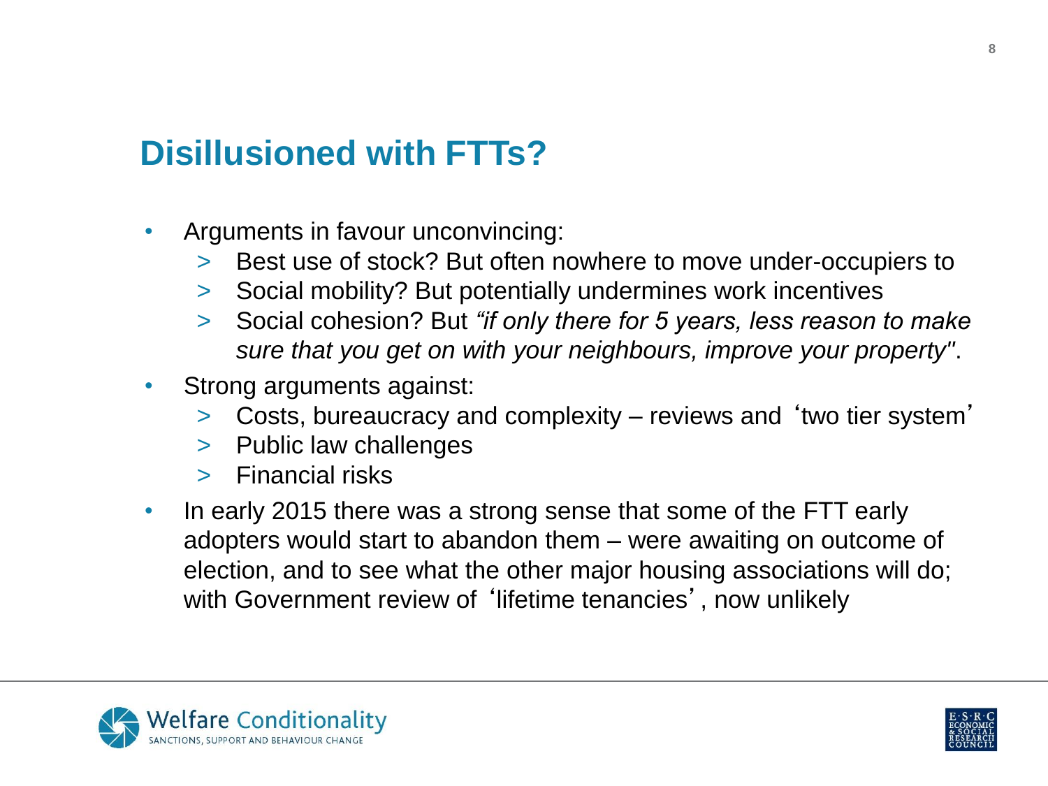# Disillusioned with FTTs?

- Arguments in favour unconvincing:
  - Best use of stock? But often nowhere to move under-occupiers to
  - Social mobility? But potentially undermines work incentives
  - Social cohesion? But *"if only there for 5 years, less reason to make sure that you get on with your neighbours, improve your property"*.
- Strong arguments against:
  - Costs, bureaucracy and complexity – reviews and 'two tier system'
  - Public law challenges
  - Financial risks
- In early 2015 there was a strong sense that some of the FTT early adopters would start to abandon them – were awaiting on outcome of election, and to see what the other major housing associations will do; with Government review of 'lifetime tenancies', now unlikely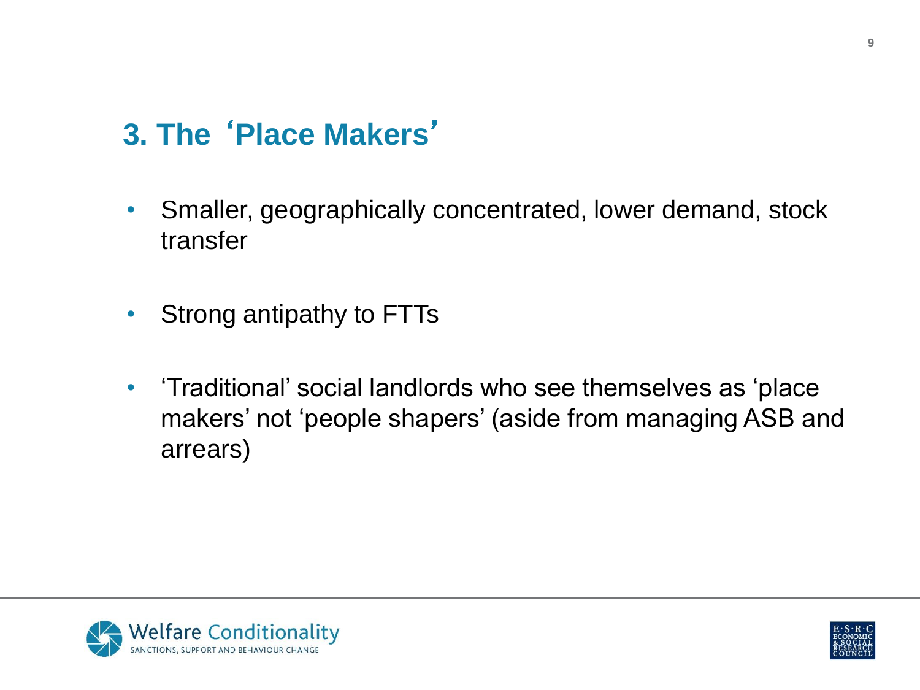## 3. The 'Place Makers'

- Smaller, geographically concentrated, lower demand, stock transfer
- Strong antipathy to FTTs
- 'Traditional' social landlords who see themselves as 'place makers' not 'people shapers' (aside from managing ASB and arrears)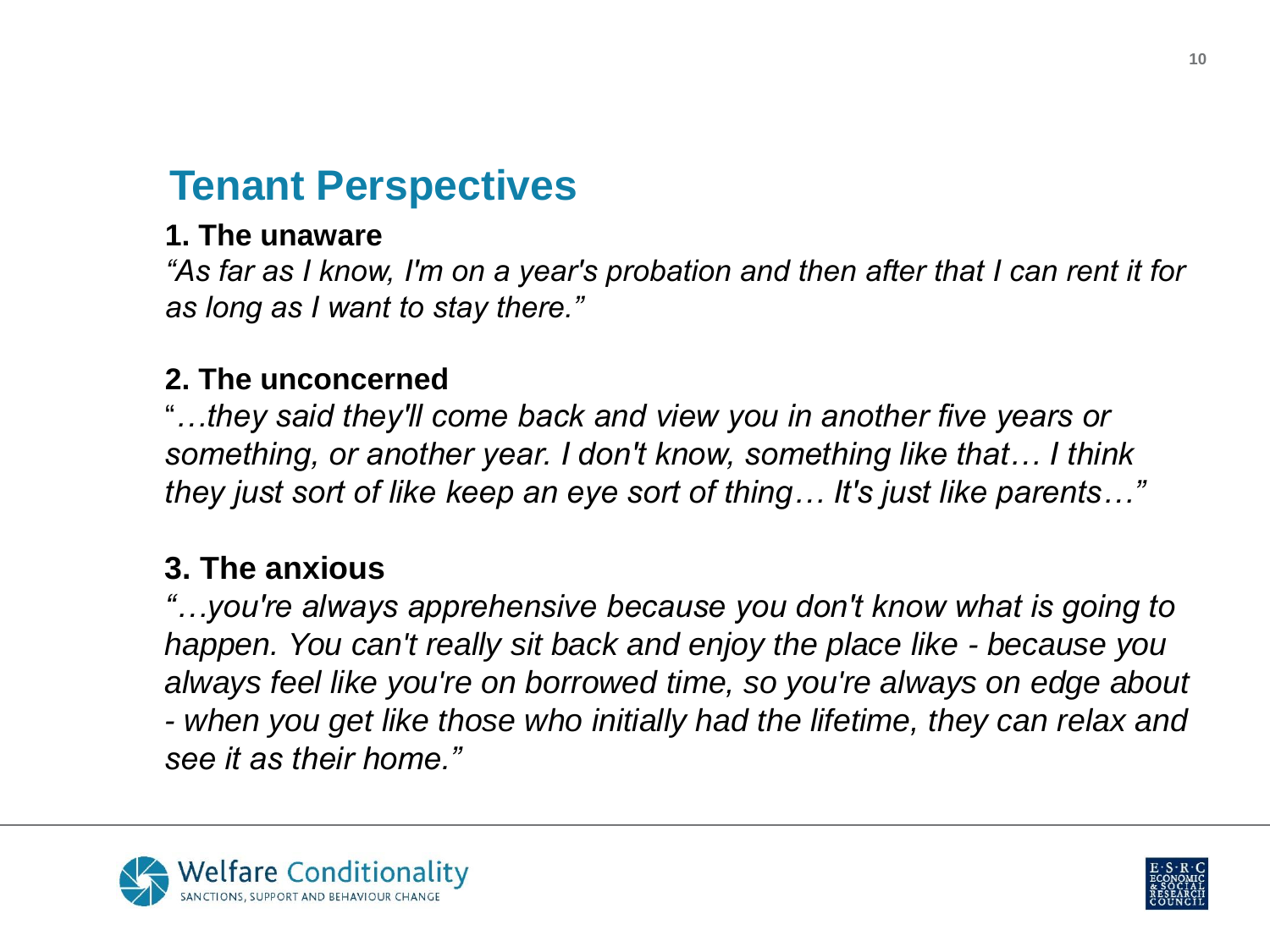# Tenant Perspectives

**1. The unaware**

*"As far as I know, I'm on a year's probation and then after that I can rent it for as long as I want to stay there."*

**2. The unconcerned**

"*…they said they'll come back and view you in another five years or something, or another year. I don't know, something like that… I think they just sort of like keep an eye sort of thing… It's just like parents…"*

**3. The anxious**

*"…you're always apprehensive because you don't know what is going to happen. You can't really sit back and enjoy the place like - because you always feel like you're on borrowed time, so you're always on edge about - when you get like those who initially had the lifetime, they can relax and see it as their home."*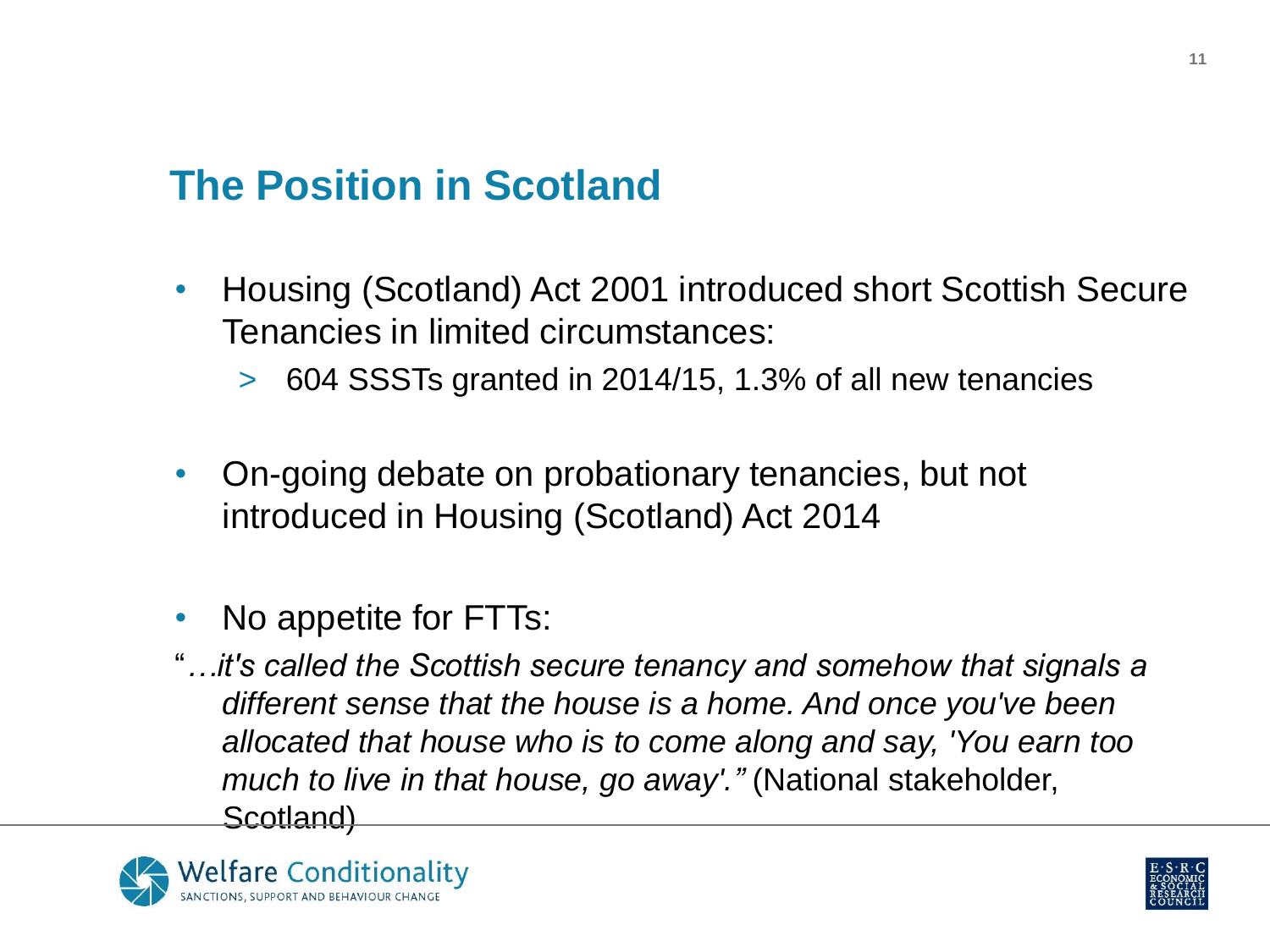## The Position in Scotland

- Housing (Scotland) Act 2001 introduced short Scottish Secure Tenancies in limited circumstances:
  - 604 SSSTs granted in 2014/15, 1.3% of all new tenancies
- On-going debate on probationary tenancies, but not introduced in Housing (Scotland) Act 2014
- No appetite for FTTs:

"*…it's called the Scottish secure tenancy and somehow that signals a different sense that the house is a home. And once you've been allocated that house who is to come along and say, 'You earn too much to live in that house, go away'.*" (National stakeholder, Scotland)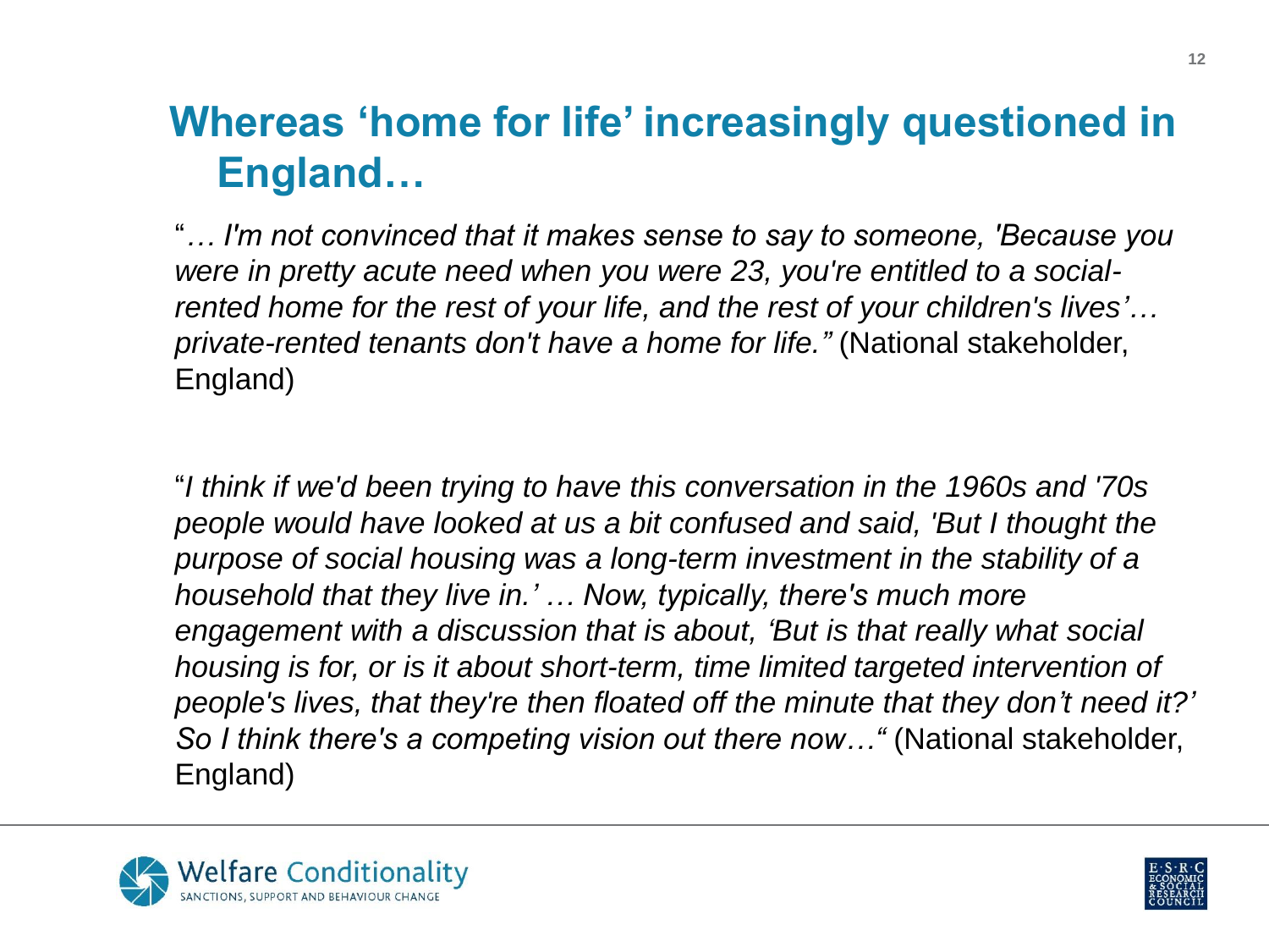# Whereas 'home for life' increasingly questioned in England…

"*… I'm not convinced that it makes sense to say to someone, 'Because you were in pretty acute need when you were 23, you're entitled to a social-rented home for the rest of your life, and the rest of your children's lives'… private-rented tenants don't have a home for life."* (National stakeholder, England)

"*I think if we'd been trying to have this conversation in the 1960s and '70s people would have looked at us a bit confused and said, 'But I thought the purpose of social housing was a long-term investment in the stability of a household that they live in.' … Now, typically, there's much more engagement with a discussion that is about, 'But is that really what social housing is for, or is it about short-term, time limited targeted intervention of people's lives, that they're then floated off the minute that they don't need it?' So I think there's a competing vision out there now…"* (National stakeholder, England)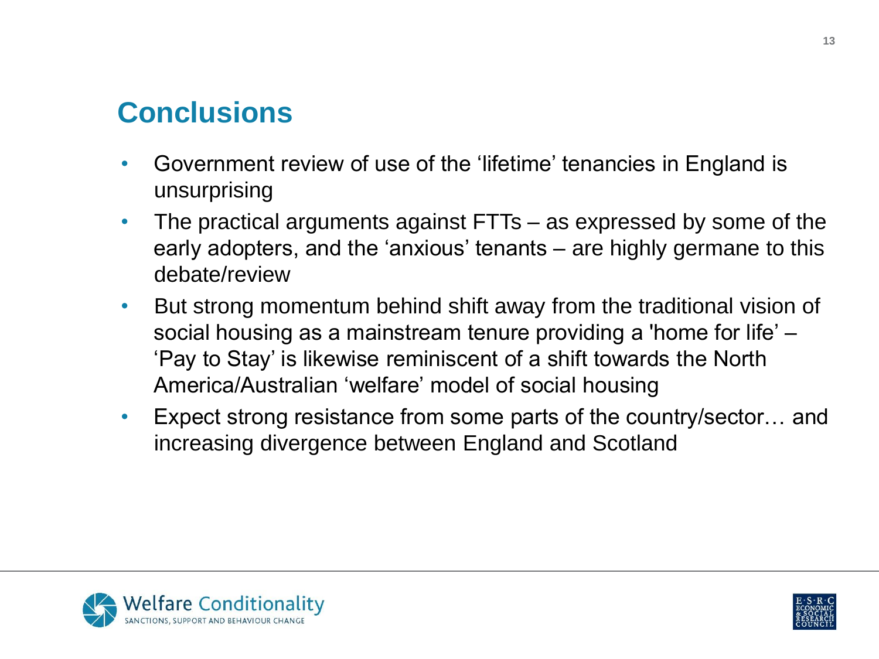## Conclusions

- Government review of use of the 'lifetime' tenancies in England is unsurprising
- The practical arguments against FTTs – as expressed by some of the early adopters, and the 'anxious' tenants – are highly germane to this debate/review
- But strong momentum behind shift away from the traditional vision of social housing as a mainstream tenure providing a 'home for life' – 'Pay to Stay' is likewise reminiscent of a shift towards the North America/Australian 'welfare' model of social housing
- Expect strong resistance from some parts of the country/sector… and increasing divergence between England and Scotland